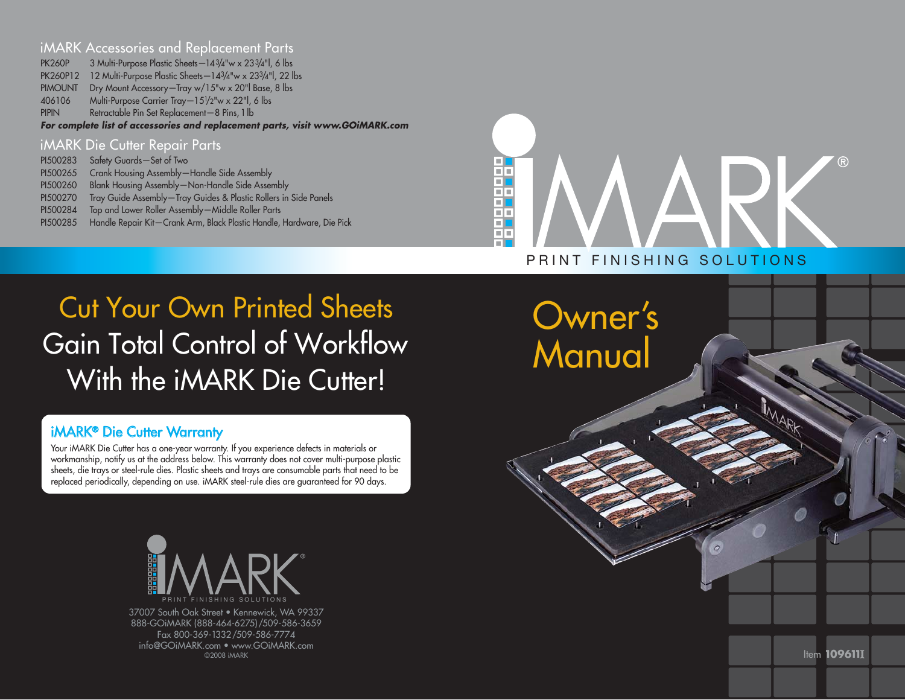## iMARK Accessories and Replacement Parts

| | |
|---|---|
| PK260P | 3 Multi-Purpose Plastic Sheets—14¾"w x 23¾"l, 6 lbs |
| PK260P12 | 12 Multi-Purpose Plastic Sheets—14¾"w x 23¾"l, 22 lbs |
| PIMOUNT | Dry Mount Accessory—Tray w/15"w x 20"l Base, 8 lbs |
| 406106 | Multi-Purpose Carrier Tray—15½"w x 22"l, 6 lbs |
| PIPIN | Retractable Pin Set Replacement—8 Pins, 1 lb |

***For complete list of accessories and replacement parts, visit www.GOiMARK.com***

## iMARK Die Cutter Repair Parts

| | |
|---|---|
| PI500283 | Safety Guards—Set of Two |
| PI500265 | Crank Housing Assembly—Handle Side Assembly |
| PI500260 | Blank Housing Assembly—Non-Handle Side Assembly |
| PI500270 | Tray Guide Assembly—Tray Guides & Plastic Rollers in Side Panels |
| PI500284 | Top and Lower Roller Assembly—Middle Roller Parts |
| PI500285 | Handle Repair Kit—Crank Arm, Black Plastic Handle, Hardware, Die Pick |

# iMARK®

PRINT FINISHING SOLUTIONS

# Cut Your Own Printed Sheets Gain Total Control of Workflow With the iMARK Die Cutter!

# Owner's Manual

### iMARK® Die Cutter Warranty

Your iMARK Die Cutter has a one-year warranty. If you experience defects in materials or workmanship, notify us at the address below. This warranty does not cover multi-purpose plastic sheets, die trays or steel-rule dies. Plastic sheets and trays are consumable parts that need to be replaced periodically, depending on use. iMARK steel-rule dies are guaranteed for 90 days.

iMARK®
PRINT FINISHING SOLUTIONS

37007 South Oak Street • Kennewick, WA 99337
888-GOiMARK (888-464-6275)/509-586-3659
Fax 800-369-1332/509-586-7774
info@GOiMARK.com • www.GOiMARK.com
©2008 iMARK

Item **109611I**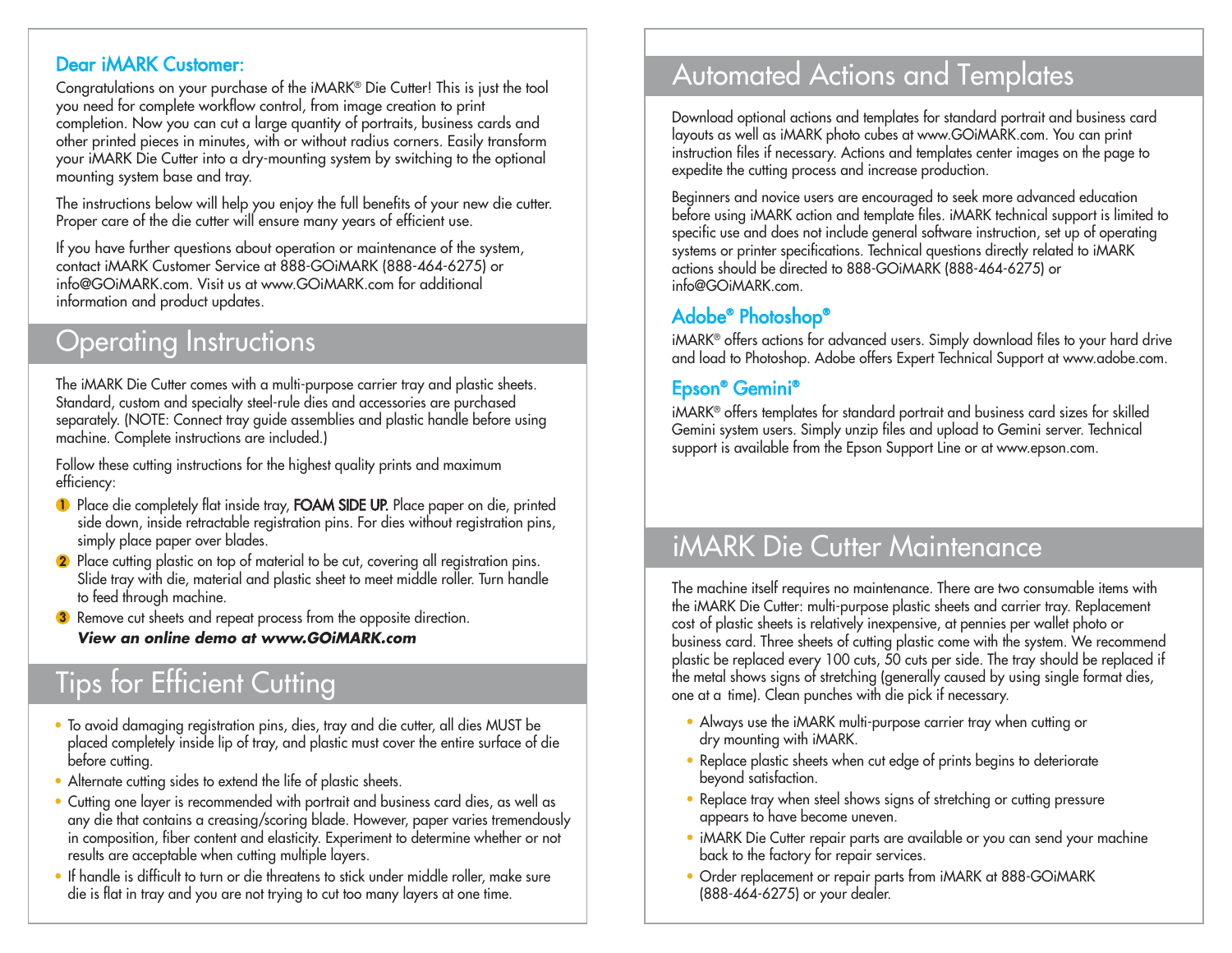### Dear iMARK Customer:

Congratulations on your purchase of the iMARK® Die Cutter! This is just the tool you need for complete workflow control, from image creation to print completion. Now you can cut a large quantity of portraits, business cards and other printed pieces in minutes, with or without radius corners. Easily transform your iMARK Die Cutter into a dry-mounting system by switching to the optional mounting system base and tray.

The instructions below will help you enjoy the full benefits of your new die cutter. Proper care of the die cutter will ensure many years of efficient use.

If you have further questions about operation or maintenance of the system, contact iMARK Customer Service at 888-GOiMARK (888-464-6275) or info@GOiMARK.com. Visit us at www.GOiMARK.com for additional information and product updates.

## Operating Instructions

The iMARK Die Cutter comes with a multi-purpose carrier tray and plastic sheets. Standard, custom and specialty steel-rule dies and accessories are purchased separately. (NOTE: Connect tray guide assemblies and plastic handle before using machine. Complete instructions are included.)

Follow these cutting instructions for the highest quality prints and maximum efficiency:

1. Place die completely flat inside tray, **FOAM SIDE UP.** Place paper on die, printed side down, inside retractable registration pins. For dies without registration pins, simply place paper over blades.
2. Place cutting plastic on top of material to be cut, covering all registration pins. Slide tray with die, material and plastic sheet to meet middle roller. Turn handle to feed through machine.
3. Remove cut sheets and repeat process from the opposite direction.

***View an online demo at www.GOiMARK.com***

## Tips for Efficient Cutting

- To avoid damaging registration pins, dies, tray and die cutter, all dies MUST be placed completely inside lip of tray, and plastic must cover the entire surface of die before cutting.
- Alternate cutting sides to extend the life of plastic sheets.
- Cutting one layer is recommended with portrait and business card dies, as well as any die that contains a creasing/scoring blade. However, paper varies tremendously in composition, fiber content and elasticity. Experiment to determine whether or not results are acceptable when cutting multiple layers.
- If handle is difficult to turn or die threatens to stick under middle roller, make sure die is flat in tray and you are not trying to cut too many layers at one time.

## Automated Actions and Templates

Download optional actions and templates for standard portrait and business card layouts as well as iMARK photo cubes at www.GOiMARK.com. You can print instruction files if necessary. Actions and templates center images on the page to expedite the cutting process and increase production.

Beginners and novice users are encouraged to seek more advanced education before using iMARK action and template files. iMARK technical support is limited to specific use and does not include general software instruction, set up of operating systems or printer specifications. Technical questions directly related to iMARK actions should be directed to 888-GOiMARK (888-464-6275) or info@GOiMARK.com.

### Adobe® Photoshop®

iMARK® offers actions for advanced users. Simply download files to your hard drive and load to Photoshop. Adobe offers Expert Technical Support at www.adobe.com.

### Epson® Gemini®

iMARK® offers templates for standard portrait and business card sizes for skilled Gemini system users. Simply unzip files and upload to Gemini server. Technical support is available from the Epson Support Line or at www.epson.com.

## iMARK Die Cutter Maintenance

The machine itself requires no maintenance. There are two consumable items with the iMARK Die Cutter: multi-purpose plastic sheets and carrier tray. Replacement cost of plastic sheets is relatively inexpensive, at pennies per wallet photo or business card. Three sheets of cutting plastic come with the system. We recommend plastic be replaced every 100 cuts, 50 cuts per side. The tray should be replaced if the metal shows signs of stretching (generally caused by using single format dies, one at a time). Clean punches with die pick if necessary.

- Always use the iMARK multi-purpose carrier tray when cutting or dry mounting with iMARK.
- Replace plastic sheets when cut edge of prints begins to deteriorate beyond satisfaction.
- Replace tray when steel shows signs of stretching or cutting pressure appears to have become uneven.
- iMARK Die Cutter repair parts are available or you can send your machine back to the factory for repair services.
- Order replacement or repair parts from iMARK at 888-GOiMARK (888-464-6275) or your dealer.